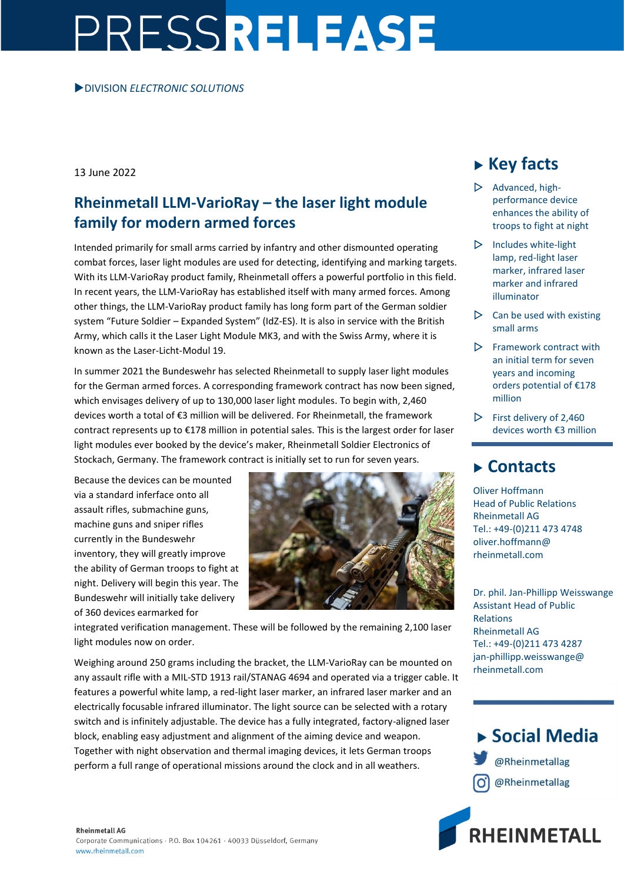# PRESSRELEASE

▶DIVISION *ELECTRONIC SOLUTIONS*

13 June 2022

## Rheinmetall LLM-VarioRay – the laser light module family for modern armed forces

Intended primarily for small arms carried by infantry and other dismounted operating combat forces, laser light modules are used for detecting, identifying and marking targets. With its LLM-VarioRay product family, Rheinmetall offers a powerful portfolio in this field. In recent years, the LLM-VarioRay has established itself with many armed forces. Among other things, the LLM-VarioRay product family has long form part of the German soldier system "Future Soldier – Expanded System" (IdZ-ES). It is also in service with the British Army, which calls it the Laser Light Module MK3, and with the Swiss Army, where it is known as the Laser-Licht-Modul 19.

In summer 2021 the Bundeswehr has selected Rheinmetall to supply laser light modules for the German armed forces. A corresponding framework contract has now been signed, which envisages delivery of up to 130,000 laser light modules. To begin with, 2,460 devices worth a total of €3 million will be delivered. For Rheinmetall, the framework contract represents up to €178 million in potential sales. This is the largest order for laser light modules ever booked by the device's maker, Rheinmetall Soldier Electronics of Stockach, Germany. The framework contract is initially set to run for seven years.

Because the devices can be mounted via a standard inerface onto all assault rifles, submachine guns, machine guns and sniper rifles currently in the Bundeswehr inventory, they will greatly improve the ability of German troops to fight at night. Delivery will begin this year. The Bundeswehr will initially take delivery of 360 devices earmarked for integrated verification management. These will be followed by the remaining 2,100 laser light modules now on order.

Weighing around 250 grams including the bracket, the LLM-VarioRay can be mounted on any assault rifle with a MIL-STD 1913 rail/STANAG 4694 and operated via a trigger cable. It features a powerful white lamp, a red-light laser marker, an infrared laser marker and an electrically focusable infrared illuminator. The light source can be selected with a rotary switch and is infinitely adjustable. The device has a fully integrated, factory-aligned laser block, enabling easy adjustment and alignment of the aiming device and weapon. Together with night observation and thermal imaging devices, it lets German troops perform a full range of operational missions around the clock and in all weathers.

## ▶ Key facts

- Advanced, high-performance device enhances the ability of troops to fight at night
- Includes white-light lamp, red-light laser marker, infrared laser marker and infrared illuminator
- Can be used with existing small arms
- Framework contract with an initial term for seven years and incoming orders potential of €178 million
- First delivery of 2,460 devices worth €3 million

## ▶ Contacts

Oliver Hoffmann
Head of Public Relations
Rheinmetall AG
Tel.: +49-(0)211 473 4748
oliver.hoffmann@rheinmetall.com

Dr. phil. Jan-Phillipp Weisswange
Assistant Head of Public Relations
Rheinmetall AG
Tel.: +49-(0)211 473 4287
jan-phillipp.weisswange@rheinmetall.com

## ▶ Social Media

@Rheinmetallag

@Rheinmetallag

RHEINMETALL

**Rheinmetall AG**
Corporate Communications · P.O. Box 104261 · 40033 Düsseldorf, Germany
www.rheinmetall.com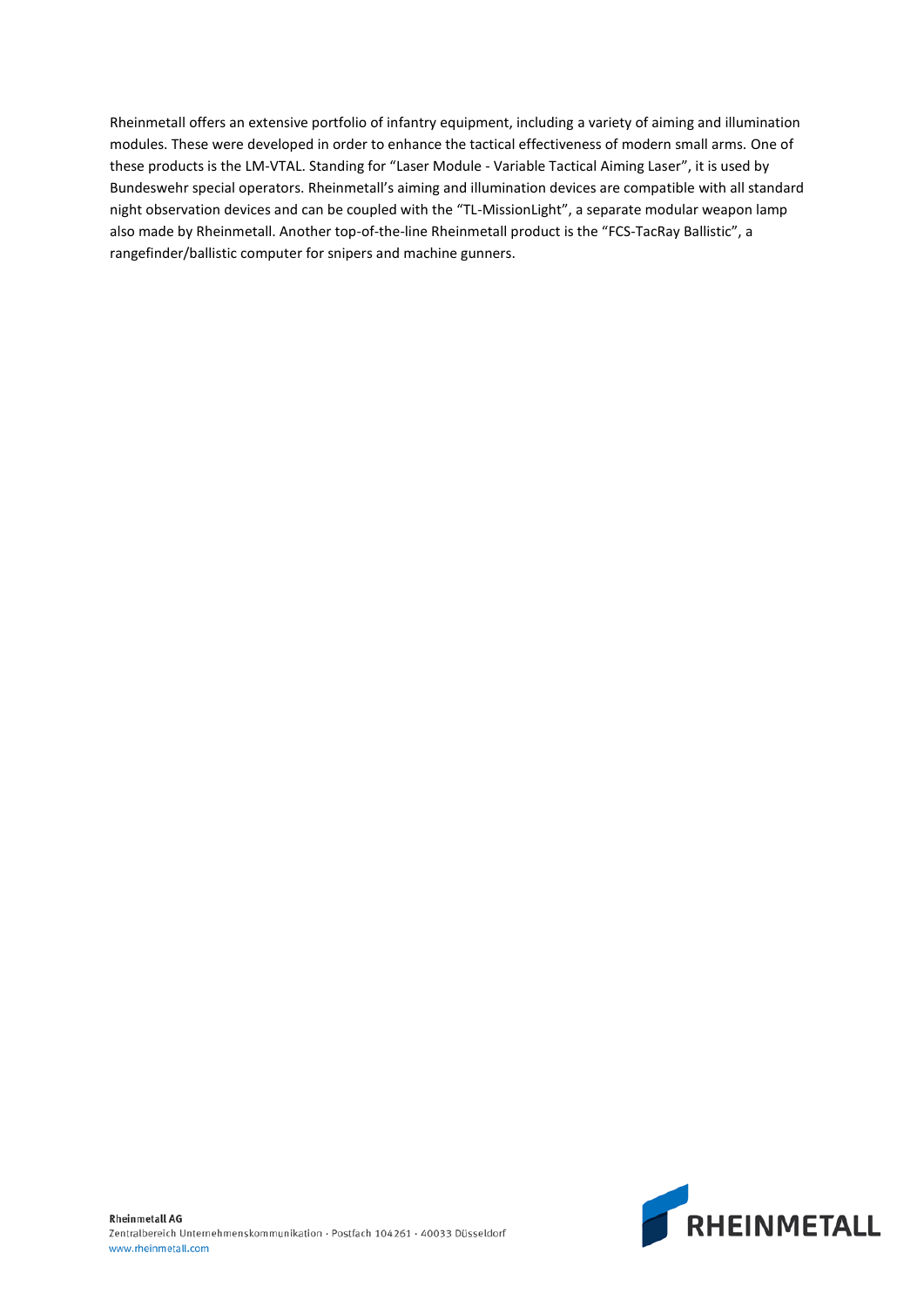Rheinmetall offers an extensive portfolio of infantry equipment, including a variety of aiming and illumination modules. These were developed in order to enhance the tactical effectiveness of modern small arms. One of these products is the LM-VTAL. Standing for "Laser Module - Variable Tactical Aiming Laser", it is used by Bundeswehr special operators. Rheinmetall's aiming and illumination devices are compatible with all standard night observation devices and can be coupled with the "TL-MissionLight", a separate modular weapon lamp also made by Rheinmetall. Another top-of-the-line Rheinmetall product is the "FCS-TacRay Ballistic", a rangefinder/ballistic computer for snipers and machine gunners.